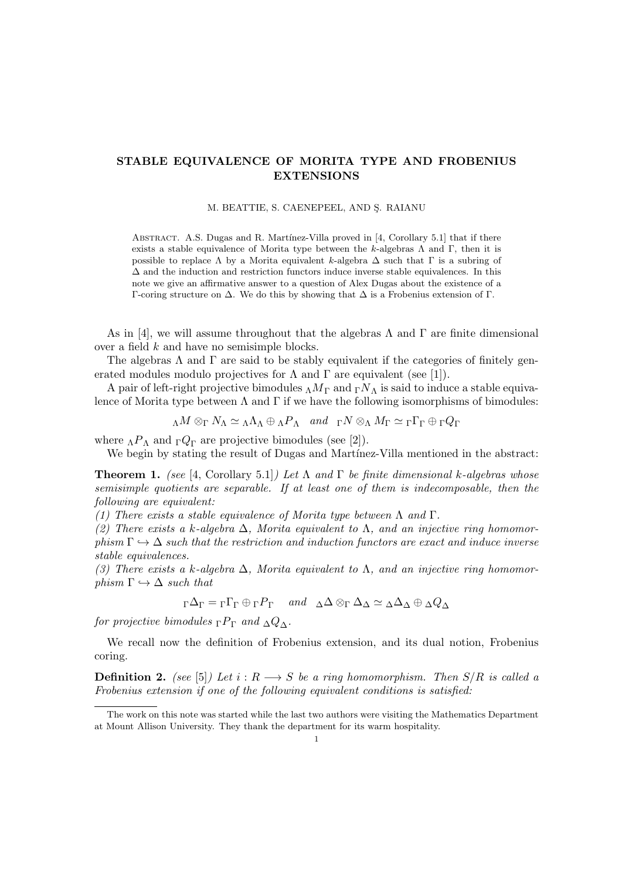# STABLE EQUIVALENCE OF MORITA TYPE AND FROBENIUS EXTENSIONS

M. BEATTIE, S. CAENEPEEL, AND Ş. RAIANU

Abstract. A.S. Dugas and R. Martínez-Villa proved in [4, Corollary 5.1] that if there exists a stable equivalence of Morita type between the $k$-algebras $\Lambda$ and $\Gamma$, then it is possible to replace $\Lambda$ by a Morita equivalent $k$-algebra $\Delta$ such that $\Gamma$ is a subring of $\Delta$ and the induction and restriction functors induce inverse stable equivalences. In this note we give an affirmative answer to a question of Alex Dugas about the existence of a $\Gamma$-coring structure on $\Delta$. We do this by showing that $\Delta$ is a Frobenius extension of $\Gamma$.

As in [4], we will assume throughout that the algebras $\Lambda$ and $\Gamma$ are finite dimensional over a field $k$ and have no semisimple blocks.

The algebras $\Lambda$ and $\Gamma$ are said to be stably equivalent if the categories of finitely generated modules modulo projectives for $\Lambda$ and $\Gamma$ are equivalent (see [1]).

A pair of left-right projective bimodules ${}_\Lambda M_\Gamma$ and ${}_\Gamma N_\Lambda$ is said to induce a stable equivalence of Morita type between $\Lambda$ and $\Gamma$ if we have the following isomorphisms of bimodules:

$${}_\Lambda M \otimes_\Gamma N_\Lambda \simeq {}_\Lambda \Lambda_\Lambda \oplus {}_\Lambda P_\Lambda \quad \textit{and} \quad {}_\Gamma N \otimes_\Lambda M_\Gamma \simeq {}_\Gamma \Gamma_\Gamma \oplus {}_\Gamma Q_\Gamma$$

where ${}_\Lambda P_\Lambda$ and ${}_\Gamma Q_\Gamma$ are projective bimodules (see [2]).

We begin by stating the result of Dugas and Martínez-Villa mentioned in the abstract:

**Theorem 1.** *(see [4, Corollary 5.1]) Let $\Lambda$ and $\Gamma$ be finite dimensional $k$-algebras whose semisimple quotients are separable. If at least one of them is indecomposable, then the following are equivalent:*
*(1) There exists a stable equivalence of Morita type between $\Lambda$ and $\Gamma$.*
*(2) There exists a $k$-algebra $\Delta$, Morita equivalent to $\Lambda$, and an injective ring homomorphism $\Gamma \hookrightarrow \Delta$ such that the restriction and induction functors are exact and induce inverse stable equivalences.*
*(3) There exists a $k$-algebra $\Delta$, Morita equivalent to $\Lambda$, and an injective ring homomorphism $\Gamma \hookrightarrow \Delta$ such that*

$${}_\Gamma \Delta_\Gamma = {}_\Gamma \Gamma_\Gamma \oplus {}_\Gamma P_\Gamma \quad \textit{and} \quad {}_\Delta \Delta \otimes_\Gamma \Delta_\Delta \simeq {}_\Delta \Delta_\Delta \oplus {}_\Delta Q_\Delta$$

*for projective bimodules ${}_\Gamma P_\Gamma$ and ${}_\Delta Q_\Delta$.*

We recall now the definition of Frobenius extension, and its dual notion, Frobenius coring.

**Definition 2.** *(see [5]) Let $i : R \longrightarrow S$ be a ring homomorphism. Then $S/R$ is called a Frobenius extension if one of the following equivalent conditions is satisfied:*

The work on this note was started while the last two authors were visiting the Mathematics Department at Mount Allison University. They thank the department for its warm hospitality.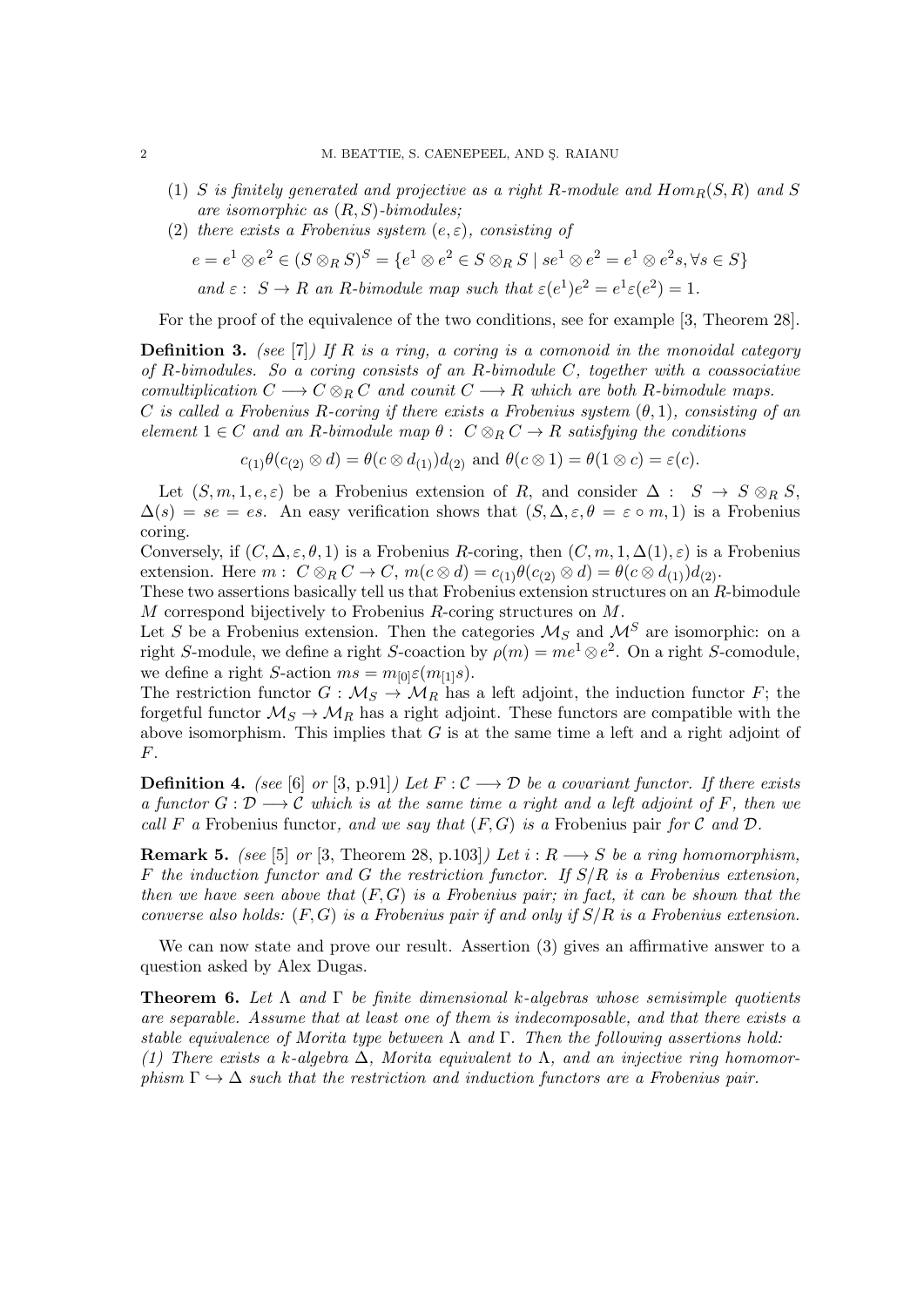(1) $S$ is finitely generated and projective as a right $R$-module and $Hom_R(S,R)$ and $S$ are isomorphic as $(R,S)$-bimodules;

(2) there exists a Frobenius system $(e,\varepsilon)$, consisting of

$$e = e^1 \otimes e^2 \in (S \otimes_R S)^S = \{e^1 \otimes e^2 \in S \otimes_R S \mid se^1 \otimes e^2 = e^1 \otimes e^2 s, \forall s \in S\}$$

and $\varepsilon : S \to R$ an $R$-bimodule map such that $\varepsilon(e^1)e^2 = e^1\varepsilon(e^2) = 1$.

For the proof of the equivalence of the two conditions, see for example [3, Theorem 28].

**Definition 3.** *(see [7]) If $R$ is a ring, a coring is a comonoid in the monoidal category of $R$-bimodules. So a coring consists of an $R$-bimodule $C$, together with a coassociative comultiplication $C \longrightarrow C \otimes_R C$ and counit $C \longrightarrow R$ which are both $R$-bimodule maps. $C$ is called a Frobenius $R$-coring if there exists a Frobenius system $(\theta, 1)$, consisting of an element $1 \in C$ and an $R$-bimodule map $\theta : C \otimes_R C \to R$ satisfying the conditions*

$$c_{(1)}\theta(c_{(2)} \otimes d) = \theta(c \otimes d_{(1)})d_{(2)} \text{ and } \theta(c \otimes 1) = \theta(1 \otimes c) = \varepsilon(c).$$

Let $(S, m, 1, e, \varepsilon)$ be a Frobenius extension of $R$, and consider $\Delta : S \to S \otimes_R S$, $\Delta(s) = se = es$. An easy verification shows that $(S, \Delta, \varepsilon, \theta = \varepsilon \circ m, 1)$ is a Frobenius coring.
Conversely, if $(C, \Delta, \varepsilon, \theta, 1)$ is a Frobenius $R$-coring, then $(C, m, 1, \Delta(1), \varepsilon)$ is a Frobenius extension. Here $m : C \otimes_R C \to C$, $m(c \otimes d) = c_{(1)}\theta(c_{(2)} \otimes d) = \theta(c \otimes d_{(1)})d_{(2)}$.
These two assertions basically tell us that Frobenius extension structures on an $R$-bimodule $M$ correspond bijectively to Frobenius $R$-coring structures on $M$.
Let $S$ be a Frobenius extension. Then the categories $\mathcal{M}_S$ and $\mathcal{M}^S$ are isomorphic: on a right $S$-module, we define a right $S$-coaction by $\rho(m) = me^1 \otimes e^2$. On a right $S$-comodule, we define a right $S$-action $ms = m_{[0]}\varepsilon(m_{[1]}s)$.
The restriction functor $G : \mathcal{M}_S \to \mathcal{M}_R$ has a left adjoint, the induction functor $F$; the forgetful functor $\mathcal{M}_S \to \mathcal{M}_R$ has a right adjoint. These functors are compatible with the above isomorphism. This implies that $G$ is at the same time a left and a right adjoint of $F$.

**Definition 4.** *(see [6] or [3, p.91]) Let $F : \mathcal{C} \longrightarrow \mathcal{D}$ be a covariant functor. If there exists a functor $G : \mathcal{D} \longrightarrow \mathcal{C}$ which is at the same time a right and a left adjoint of $F$, then we call $F$ a* Frobenius functor*, and we say that $(F, G)$ is a* Frobenius pair *for $\mathcal{C}$ and $\mathcal{D}$.*

**Remark 5.** *(see [5] or [3, Theorem 28, p.103]) Let $i : R \longrightarrow S$ be a ring homomorphism, $F$ the induction functor and $G$ the restriction functor. If $S/R$ is a Frobenius extension, then we have seen above that $(F, G)$ is a Frobenius pair; in fact, it can be shown that the converse also holds: $(F, G)$ is a Frobenius pair if and only if $S/R$ is a Frobenius extension.*

We can now state and prove our result. Assertion (3) gives an affirmative answer to a question asked by Alex Dugas.

**Theorem 6.** *Let $\Lambda$ and $\Gamma$ be finite dimensional $k$-algebras whose semisimple quotients are separable. Assume that at least one of them is indecomposable, and that there exists a stable equivalence of Morita type between $\Lambda$ and $\Gamma$. Then the following assertions hold:*
*(1) There exists a $k$-algebra $\Delta$, Morita equivalent to $\Lambda$, and an injective ring homomorphism $\Gamma \hookrightarrow \Delta$ such that the restriction and induction functors are a Frobenius pair.*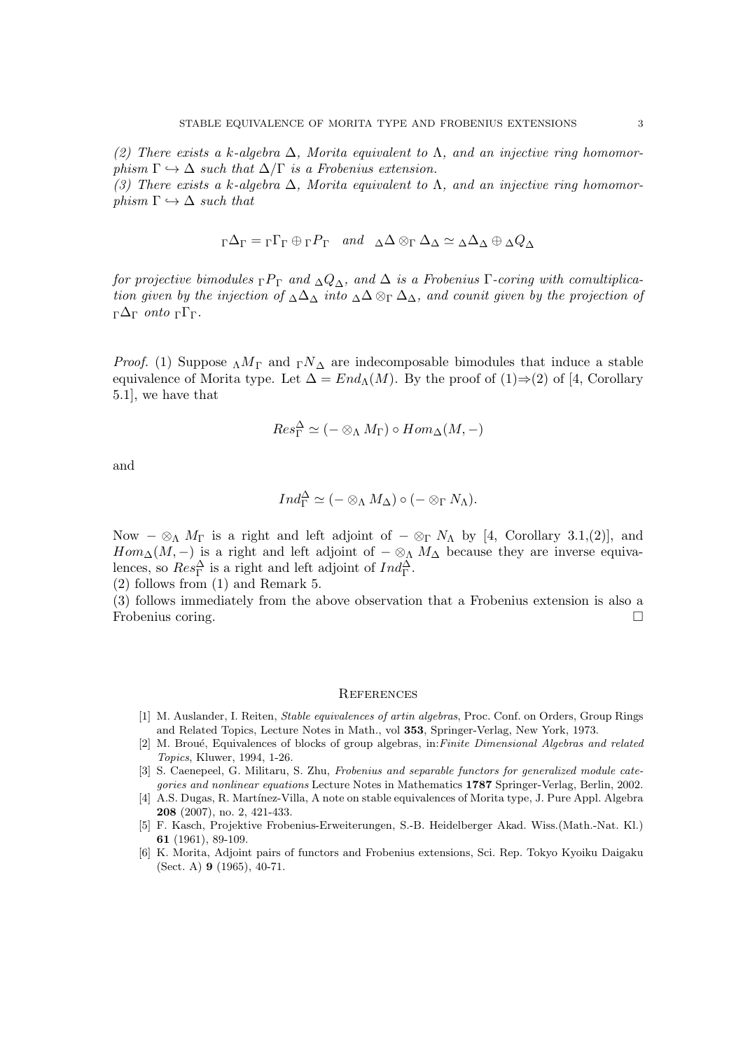*(2) There exists a k-algebra $\Delta$, Morita equivalent to $\Lambda$, and an injective ring homomorphism $\Gamma \hookrightarrow \Delta$ such that $\Delta/\Gamma$ is a Frobenius extension.*
*(3) There exists a k-algebra $\Delta$, Morita equivalent to $\Lambda$, and an injective ring homomorphism $\Gamma \hookrightarrow \Delta$ such that*

$${}_\Gamma\Delta_\Gamma = {}_\Gamma\Gamma_\Gamma \oplus {}_\Gamma P_\Gamma \quad \textit{and} \quad {}_\Delta\Delta \otimes_\Gamma \Delta_\Delta \simeq {}_\Delta\Delta_\Delta \oplus {}_\Delta Q_\Delta$$

*for projective bimodules ${}_\Gamma P_\Gamma$ and ${}_\Delta Q_\Delta$, and $\Delta$ is a Frobenius $\Gamma$-coring with comultiplication given by the injection of ${}_\Delta\Delta_\Delta$ into ${}_\Delta\Delta \otimes_\Gamma \Delta_\Delta$, and counit given by the projection of ${}_\Gamma\Delta_\Gamma$ onto ${}_\Gamma\Gamma_\Gamma$.*

*Proof.* (1) Suppose ${}_\Lambda M_\Gamma$ and ${}_\Gamma N_\Delta$ are indecomposable bimodules that induce a stable equivalence of Morita type. Let $\Delta = End_\Lambda(M)$. By the proof of (1)⇒(2) of [4, Corollary 5.1], we have that

$$Res_\Gamma^\Delta \simeq (- \otimes_\Lambda M_\Gamma) \circ Hom_\Delta(M, -)$$

and

$$Ind_\Gamma^\Delta \simeq (- \otimes_\Lambda M_\Delta) \circ (- \otimes_\Gamma N_\Lambda).$$

Now $- \otimes_\Lambda M_\Gamma$ is a right and left adjoint of $- \otimes_\Gamma N_\Lambda$ by [4, Corollary 3.1,(2)], and $Hom_\Delta(M, -)$ is a right and left adjoint of $- \otimes_\Lambda M_\Delta$ because they are inverse equivalences, so $Res_\Gamma^\Delta$ is a right and left adjoint of $Ind_\Gamma^\Delta$.
(2) follows from (1) and Remark 5.
(3) follows immediately from the above observation that a Frobenius extension is also a Frobenius coring. □

## References

[1] M. Auslander, I. Reiten, *Stable equivalences of artin algebras*, Proc. Conf. on Orders, Group Rings and Related Topics, Lecture Notes in Math., vol **353**, Springer-Verlag, New York, 1973.
[2] M. Broué, Equivalences of blocks of group algebras, in:*Finite Dimensional Algebras and related Topics*, Kluwer, 1994, 1-26.
[3] S. Caenepeel, G. Militaru, S. Zhu, *Frobenius and separable functors for generalized module categories and nonlinear equations* Lecture Notes in Mathematics **1787** Springer-Verlag, Berlin, 2002.
[4] A.S. Dugas, R. Martínez-Villa, A note on stable equivalences of Morita type, J. Pure Appl. Algebra **208** (2007), no. 2, 421-433.
[5] F. Kasch, Projektive Frobenius-Erweiterungen, S.-B. Heidelberger Akad. Wiss.(Math.-Nat. Kl.) **61** (1961), 89-109.
[6] K. Morita, Adjoint pairs of functors and Frobenius extensions, Sci. Rep. Tokyo Kyoiku Daigaku (Sect. A) **9** (1965), 40-71.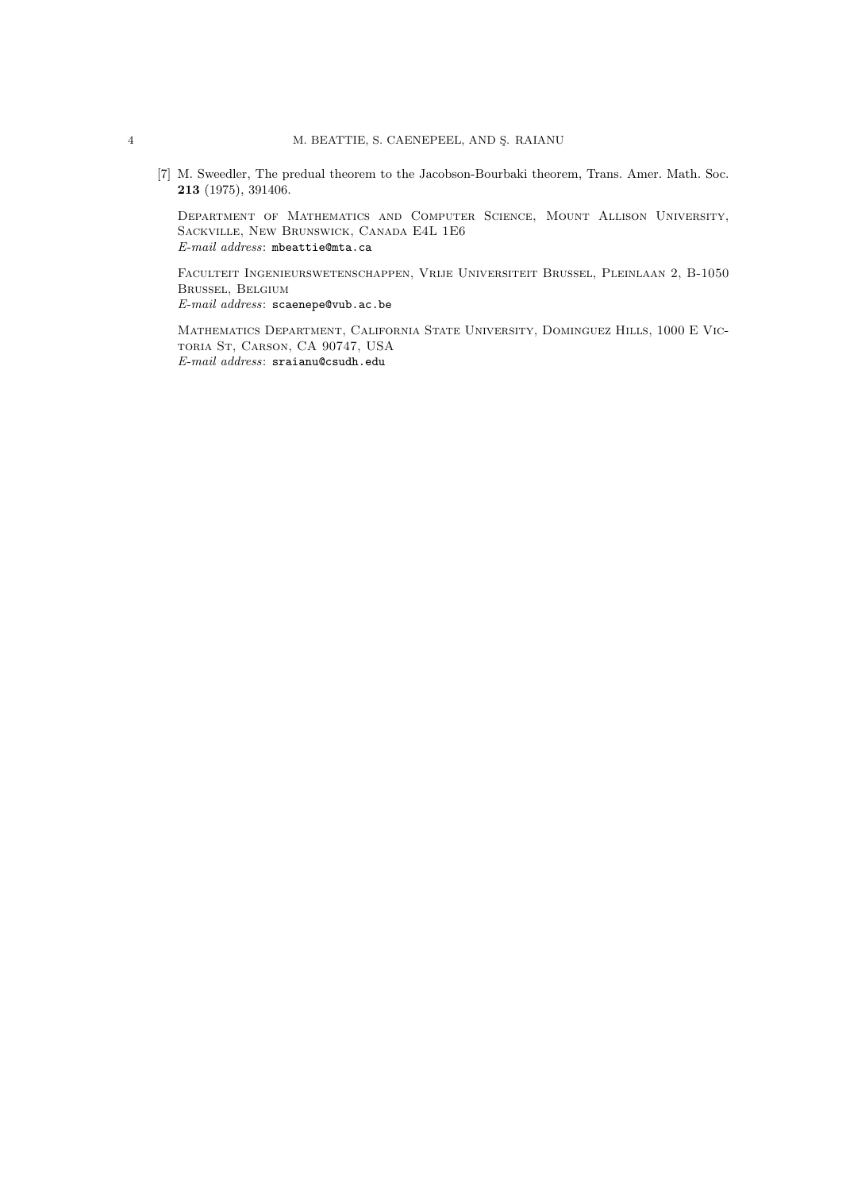[7] M. Sweedler, The predual theorem to the Jacobson-Bourbaki theorem, Trans. Amer. Math. Soc. **213** (1975), 391406.

Department of Mathematics and Computer Science, Mount Allison University, Sackville, New Brunswick, Canada E4L 1E6
*E-mail address*: `mbeattie@mta.ca`

Faculteit Ingenieurswetenschappen, Vrije Universiteit Brussel, Pleinlaan 2, B-1050 Brussel, Belgium
*E-mail address*: `scaenepe@vub.ac.be`

Mathematics Department, California State University, Dominguez Hills, 1000 E Victoria St, Carson, CA 90747, USA
*E-mail address*: `sraianu@csudh.edu`